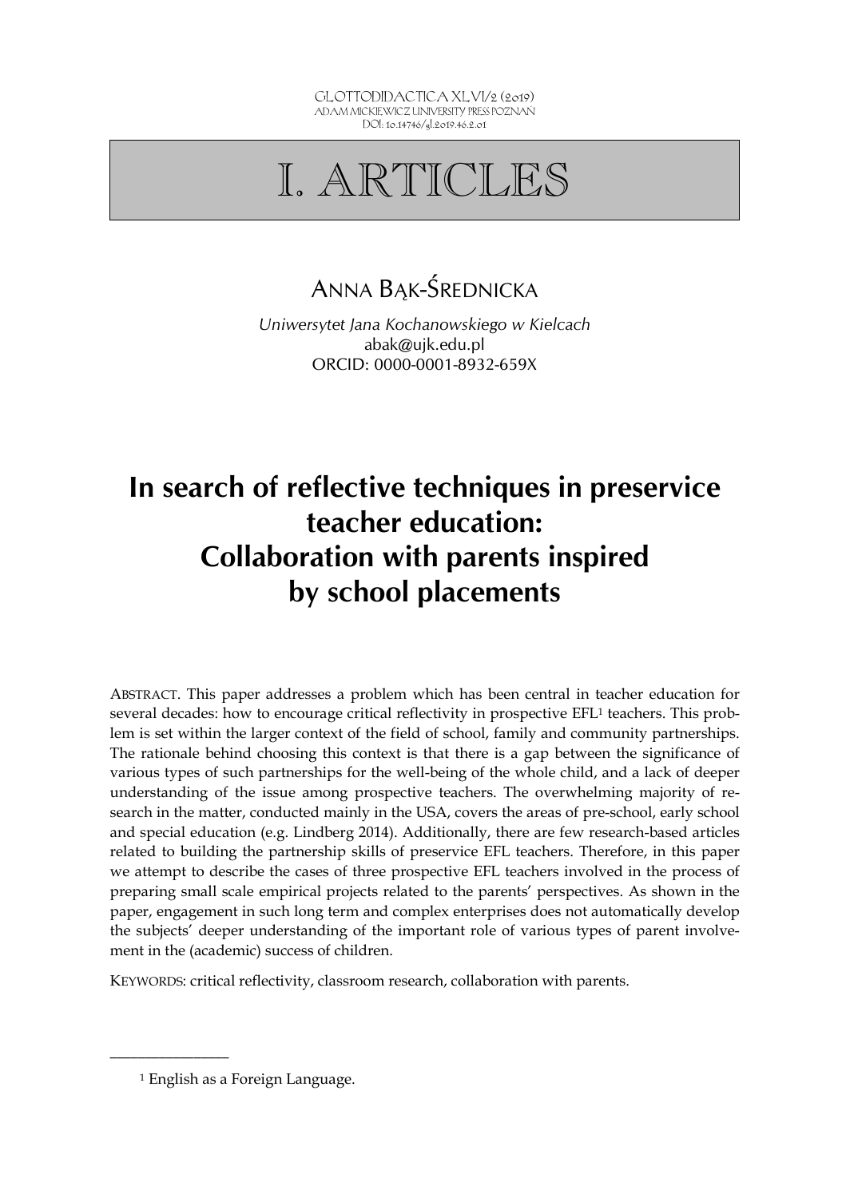# I. ARTICLES

ANNA BĄK-ŚREDNICKA

*Uniwersytet Jana Kochanowskiego w Kielcach*
abak@ujk.edu.pl
ORCID: 0000-0001-8932-659X

## In search of reflective techniques in preservice teacher education: Collaboration with parents inspired by school placements

ABSTRACT. This paper addresses a problem which has been central in teacher education for several decades: how to encourage critical reflectivity in prospective EFL[1] teachers. This problem is set within the larger context of the field of school, family and community partnerships. The rationale behind choosing this context is that there is a gap between the significance of various types of such partnerships for the well-being of the whole child, and a lack of deeper understanding of the issue among prospective teachers. The overwhelming majority of research in the matter, conducted mainly in the USA, covers the areas of pre-school, early school and special education (e.g. Lindberg 2014). Additionally, there are few research-based articles related to building the partnership skills of preservice EFL teachers. Therefore, in this paper we attempt to describe the cases of three prospective EFL teachers involved in the process of preparing small scale empirical projects related to the parents' perspectives. As shown in the paper, engagement in such long term and complex enterprises does not automatically develop the subjects' deeper understanding of the important role of various types of parent involvement in the (academic) success of children.

KEYWORDS: critical reflectivity, classroom research, collaboration with parents.

---

[1] English as a Foreign Language.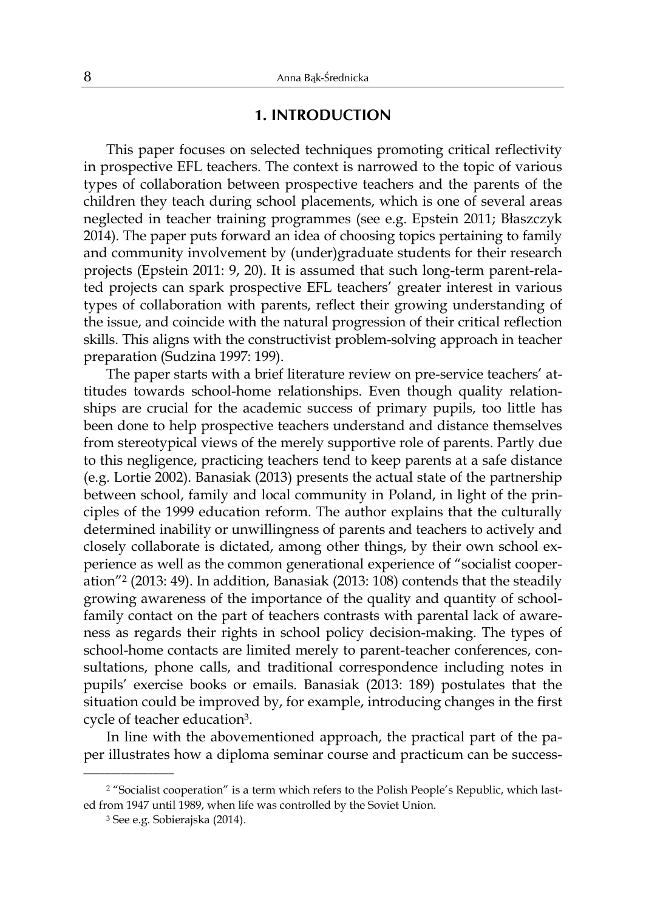## 1. INTRODUCTION

This paper focuses on selected techniques promoting critical reflectivity in prospective EFL teachers. The context is narrowed to the topic of various types of collaboration between prospective teachers and the parents of the children they teach during school placements, which is one of several areas neglected in teacher training programmes (see e.g. Epstein 2011; Błaszczyk 2014). The paper puts forward an idea of choosing topics pertaining to family and community involvement by (under)graduate students for their research projects (Epstein 2011: 9, 20). It is assumed that such long-term parent-related projects can spark prospective EFL teachers' greater interest in various types of collaboration with parents, reflect their growing understanding of the issue, and coincide with the natural progression of their critical reflection skills. This aligns with the constructivist problem-solving approach in teacher preparation (Sudzina 1997: 199).

The paper starts with a brief literature review on pre-service teachers' attitudes towards school-home relationships. Even though quality relationships are crucial for the academic success of primary pupils, too little has been done to help prospective teachers understand and distance themselves from stereotypical views of the merely supportive role of parents. Partly due to this negligence, practicing teachers tend to keep parents at a safe distance (e.g. Lortie 2002). Banasiak (2013) presents the actual state of the partnership between school, family and local community in Poland, in light of the principles of the 1999 education reform. The author explains that the culturally determined inability or unwillingness of parents and teachers to actively and closely collaborate is dictated, among other things, by their own school experience as well as the common generational experience of "socialist cooperation"[2] (2013: 49). In addition, Banasiak (2013: 108) contends that the steadily growing awareness of the importance of the quality and quantity of school-family contact on the part of teachers contrasts with parental lack of awareness as regards their rights in school policy decision-making. The types of school-home contacts are limited merely to parent-teacher conferences, consultations, phone calls, and traditional correspondence including notes in pupils' exercise books or emails. Banasiak (2013: 189) postulates that the situation could be improved by, for example, introducing changes in the first cycle of teacher education[3].

In line with the abovementioned approach, the practical part of the paper illustrates how a diploma seminar course and practicum can be success-

---

[2] "Socialist cooperation" is a term which refers to the Polish People's Republic, which lasted from 1947 until 1989, when life was controlled by the Soviet Union.

[3] See e.g. Sobierajska (2014).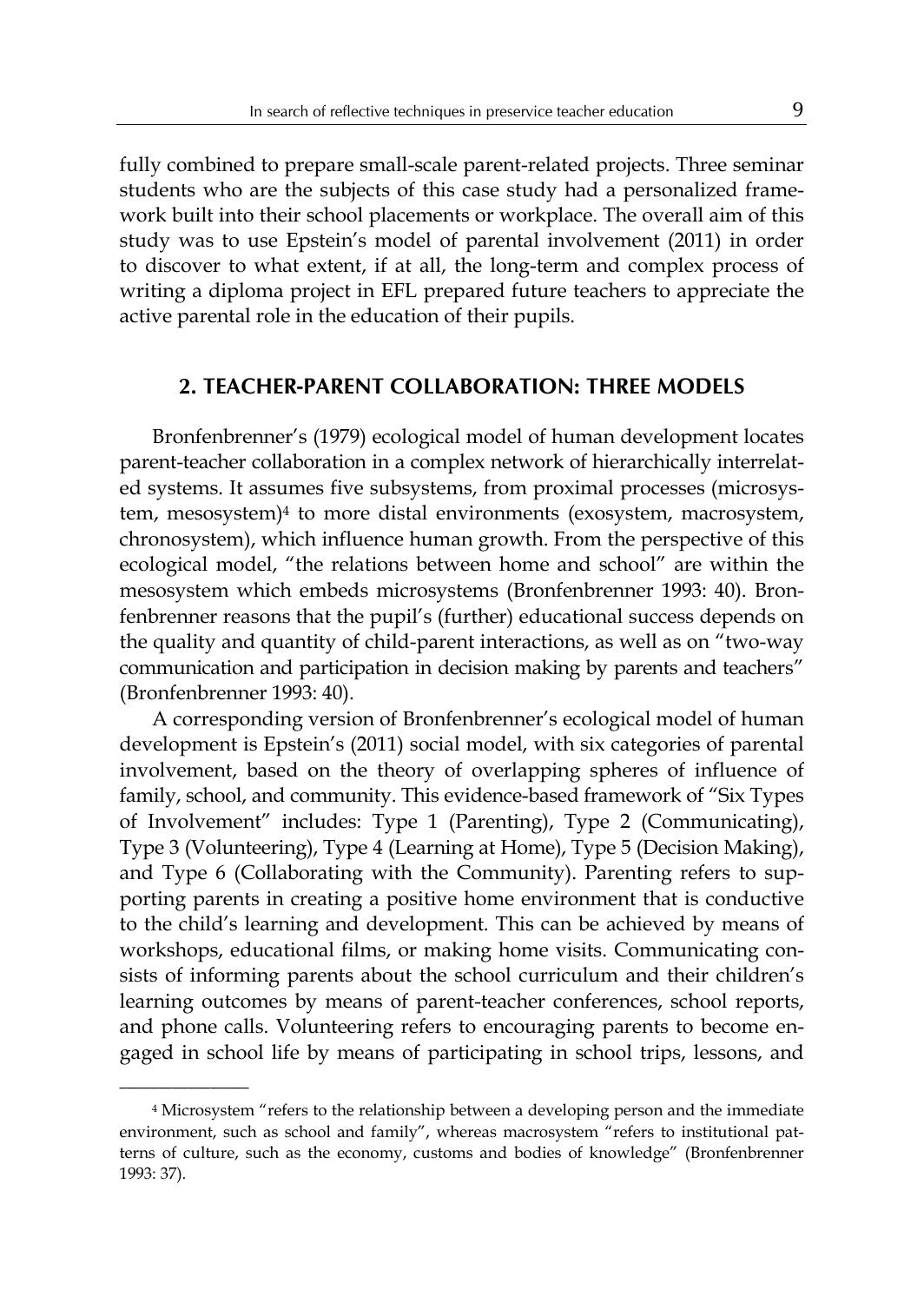fully combined to prepare small-scale parent-related projects. Three seminar students who are the subjects of this case study had a personalized framework built into their school placements or workplace. The overall aim of this study was to use Epstein's model of parental involvement (2011) in order to discover to what extent, if at all, the long-term and complex process of writing a diploma project in EFL prepared future teachers to appreciate the active parental role in the education of their pupils.

## 2. TEACHER-PARENT COLLABORATION: THREE MODELS

Bronfenbrenner's (1979) ecological model of human development locates parent-teacher collaboration in a complex network of hierarchically interrelated systems. It assumes five subsystems, from proximal processes (microsystem, mesosystem)[4] to more distal environments (exosystem, macrosystem, chronosystem), which influence human growth. From the perspective of this ecological model, "the relations between home and school" are within the mesosystem which embeds microsystems (Bronfenbrenner 1993: 40). Bronfenbrenner reasons that the pupil's (further) educational success depends on the quality and quantity of child-parent interactions, as well as on "two-way communication and participation in decision making by parents and teachers" (Bronfenbrenner 1993: 40).

A corresponding version of Bronfenbrenner's ecological model of human development is Epstein's (2011) social model, with six categories of parental involvement, based on the theory of overlapping spheres of influence of family, school, and community. This evidence-based framework of "Six Types of Involvement" includes: Type 1 (Parenting), Type 2 (Communicating), Type 3 (Volunteering), Type 4 (Learning at Home), Type 5 (Decision Making), and Type 6 (Collaborating with the Community). Parenting refers to supporting parents in creating a positive home environment that is conductive to the child's learning and development. This can be achieved by means of workshops, educational films, or making home visits. Communicating consists of informing parents about the school curriculum and their children's learning outcomes by means of parent-teacher conferences, school reports, and phone calls. Volunteering refers to encouraging parents to become engaged in school life by means of participating in school trips, lessons, and

---

[4] Microsystem "refers to the relationship between a developing person and the immediate environment, such as school and family", whereas macrosystem "refers to institutional patterns of culture, such as the economy, customs and bodies of knowledge" (Bronfenbrenner 1993: 37).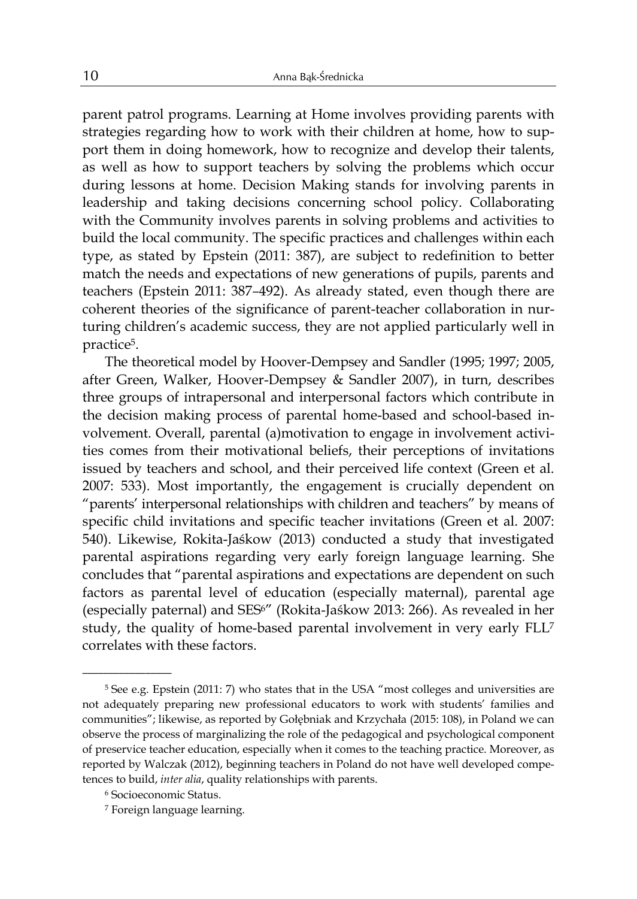parent patrol programs. Learning at Home involves providing parents with strategies regarding how to work with their children at home, how to support them in doing homework, how to recognize and develop their talents, as well as how to support teachers by solving the problems which occur during lessons at home. Decision Making stands for involving parents in leadership and taking decisions concerning school policy. Collaborating with the Community involves parents in solving problems and activities to build the local community. The specific practices and challenges within each type, as stated by Epstein (2011: 387), are subject to redefinition to better match the needs and expectations of new generations of pupils, parents and teachers (Epstein 2011: 387–492). As already stated, even though there are coherent theories of the significance of parent-teacher collaboration in nurturing children's academic success, they are not applied particularly well in practice[5].

The theoretical model by Hoover-Dempsey and Sandler (1995; 1997; 2005, after Green, Walker, Hoover-Dempsey & Sandler 2007), in turn, describes three groups of intrapersonal and interpersonal factors which contribute in the decision making process of parental home-based and school-based involvement. Overall, parental (a)motivation to engage in involvement activities comes from their motivational beliefs, their perceptions of invitations issued by teachers and school, and their perceived life context (Green et al. 2007: 533). Most importantly, the engagement is crucially dependent on "parents' interpersonal relationships with children and teachers" by means of specific child invitations and specific teacher invitations (Green et al. 2007: 540). Likewise, Rokita-Jaśkow (2013) conducted a study that investigated parental aspirations regarding very early foreign language learning. She concludes that "parental aspirations and expectations are dependent on such factors as parental level of education (especially maternal), parental age (especially paternal) and SES[6]" (Rokita-Jaśkow 2013: 266). As revealed in her study, the quality of home-based parental involvement in very early FLL[7] correlates with these factors.

---

[5] See e.g. Epstein (2011: 7) who states that in the USA "most colleges and universities are not adequately preparing new professional educators to work with students' families and communities"; likewise, as reported by Gołębniak and Krzychała (2015: 108), in Poland we can observe the process of marginalizing the role of the pedagogical and psychological component of preservice teacher education, especially when it comes to the teaching practice. Moreover, as reported by Walczak (2012), beginning teachers in Poland do not have well developed competences to build, *inter alia*, quality relationships with parents.

[6] Socioeconomic Status.

[7] Foreign language learning.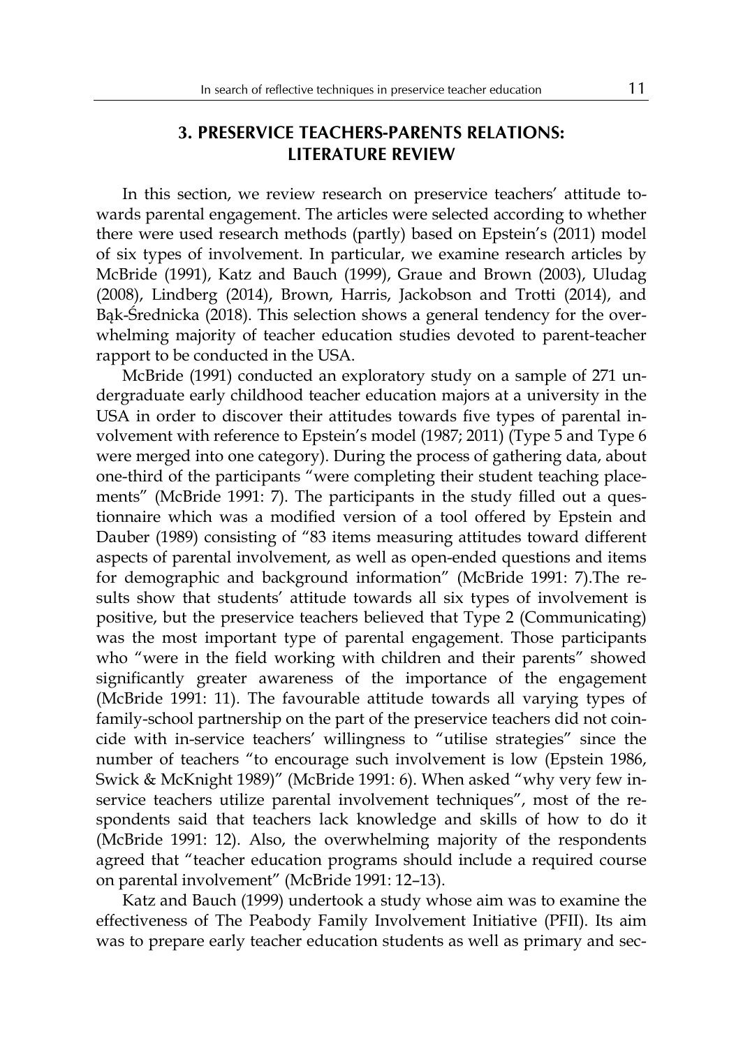## 3. PRESERVICE TEACHERS-PARENTS RELATIONS: LITERATURE REVIEW

In this section, we review research on preservice teachers' attitude towards parental engagement. The articles were selected according to whether there were used research methods (partly) based on Epstein's (2011) model of six types of involvement. In particular, we examine research articles by McBride (1991), Katz and Bauch (1999), Graue and Brown (2003), Uludag (2008), Lindberg (2014), Brown, Harris, Jackobson and Trotti (2014), and Bąk-Średnicka (2018). This selection shows a general tendency for the overwhelming majority of teacher education studies devoted to parent-teacher rapport to be conducted in the USA.

McBride (1991) conducted an exploratory study on a sample of 271 undergraduate early childhood teacher education majors at a university in the USA in order to discover their attitudes towards five types of parental involvement with reference to Epstein's model (1987; 2011) (Type 5 and Type 6 were merged into one category). During the process of gathering data, about one-third of the participants "were completing their student teaching placements" (McBride 1991: 7). The participants in the study filled out a questionnaire which was a modified version of a tool offered by Epstein and Dauber (1989) consisting of "83 items measuring attitudes toward different aspects of parental involvement, as well as open-ended questions and items for demographic and background information" (McBride 1991: 7).The results show that students' attitude towards all six types of involvement is positive, but the preservice teachers believed that Type 2 (Communicating) was the most important type of parental engagement. Those participants who "were in the field working with children and their parents" showed significantly greater awareness of the importance of the engagement (McBride 1991: 11). The favourable attitude towards all varying types of family-school partnership on the part of the preservice teachers did not coincide with in-service teachers' willingness to "utilise strategies" since the number of teachers "to encourage such involvement is low (Epstein 1986, Swick & McKnight 1989)" (McBride 1991: 6). When asked "why very few in-service teachers utilize parental involvement techniques", most of the respondents said that teachers lack knowledge and skills of how to do it (McBride 1991: 12). Also, the overwhelming majority of the respondents agreed that "teacher education programs should include a required course on parental involvement" (McBride 1991: 12–13).

Katz and Bauch (1999) undertook a study whose aim was to examine the effectiveness of The Peabody Family Involvement Initiative (PFII). Its aim was to prepare early teacher education students as well as primary and sec-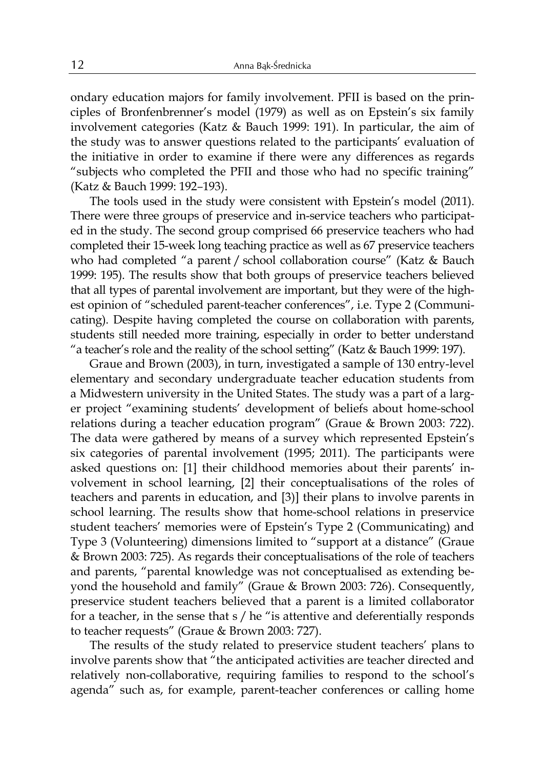ondary education majors for family involvement. PFII is based on the principles of Bronfenbrenner's model (1979) as well as on Epstein's six family involvement categories (Katz & Bauch 1999: 191). In particular, the aim of the study was to answer questions related to the participants' evaluation of the initiative in order to examine if there were any differences as regards "subjects who completed the PFII and those who had no specific training" (Katz & Bauch 1999: 192–193).

The tools used in the study were consistent with Epstein's model (2011). There were three groups of preservice and in-service teachers who participated in the study. The second group comprised 66 preservice teachers who had completed their 15-week long teaching practice as well as 67 preservice teachers who had completed "a parent / school collaboration course" (Katz & Bauch 1999: 195). The results show that both groups of preservice teachers believed that all types of parental involvement are important, but they were of the highest opinion of "scheduled parent-teacher conferences", i.e. Type 2 (Communicating). Despite having completed the course on collaboration with parents, students still needed more training, especially in order to better understand "a teacher's role and the reality of the school setting" (Katz & Bauch 1999: 197).

Graue and Brown (2003), in turn, investigated a sample of 130 entry-level elementary and secondary undergraduate teacher education students from a Midwestern university in the United States. The study was a part of a larger project "examining students' development of beliefs about home-school relations during a teacher education program" (Graue & Brown 2003: 722). The data were gathered by means of a survey which represented Epstein's six categories of parental involvement (1995; 2011). The participants were asked questions on: [1] their childhood memories about their parents' involvement in school learning, [2] their conceptualisations of the roles of teachers and parents in education, and [3)] their plans to involve parents in school learning. The results show that home-school relations in preservice student teachers' memories were of Epstein's Type 2 (Communicating) and Type 3 (Volunteering) dimensions limited to "support at a distance" (Graue & Brown 2003: 725). As regards their conceptualisations of the role of teachers and parents, "parental knowledge was not conceptualised as extending beyond the household and family" (Graue & Brown 2003: 726). Consequently, preservice student teachers believed that a parent is a limited collaborator for a teacher, in the sense that s / he "is attentive and deferentially responds to teacher requests" (Graue & Brown 2003: 727).

The results of the study related to preservice student teachers' plans to involve parents show that "the anticipated activities are teacher directed and relatively non-collaborative, requiring families to respond to the school's agenda" such as, for example, parent-teacher conferences or calling home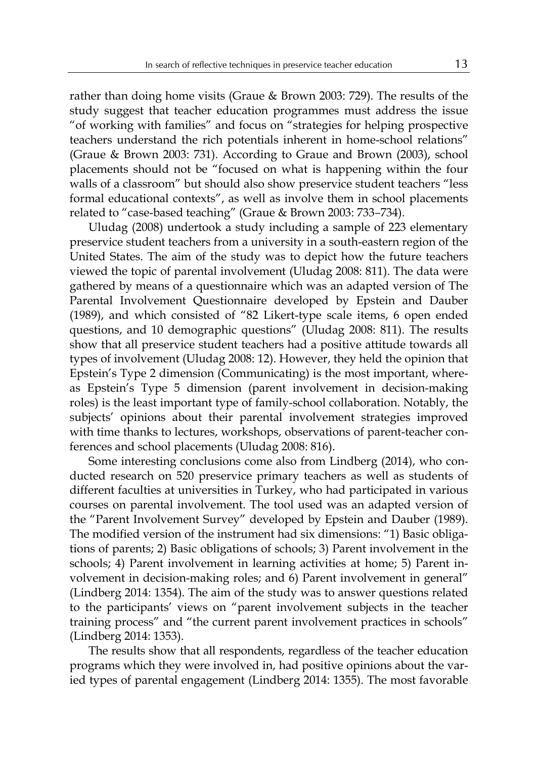rather than doing home visits (Graue & Brown 2003: 729). The results of the study suggest that teacher education programmes must address the issue "of working with families" and focus on "strategies for helping prospective teachers understand the rich potentials inherent in home-school relations" (Graue & Brown 2003: 731). According to Graue and Brown (2003), school placements should not be "focused on what is happening within the four walls of a classroom" but should also show preservice student teachers "less formal educational contexts", as well as involve them in school placements related to "case-based teaching" (Graue & Brown 2003: 733–734).

Uludag (2008) undertook a study including a sample of 223 elementary preservice student teachers from a university in a south-eastern region of the United States. The aim of the study was to depict how the future teachers viewed the topic of parental involvement (Uludag 2008: 811). The data were gathered by means of a questionnaire which was an adapted version of The Parental Involvement Questionnaire developed by Epstein and Dauber (1989), and which consisted of "82 Likert-type scale items, 6 open ended questions, and 10 demographic questions" (Uludag 2008: 811). The results show that all preservice student teachers had a positive attitude towards all types of involvement (Uludag 2008: 12). However, they held the opinion that Epstein's Type 2 dimension (Communicating) is the most important, whereas Epstein's Type 5 dimension (parent involvement in decision-making roles) is the least important type of family-school collaboration. Notably, the subjects' opinions about their parental involvement strategies improved with time thanks to lectures, workshops, observations of parent-teacher conferences and school placements (Uludag 2008: 816).

Some interesting conclusions come also from Lindberg (2014), who conducted research on 520 preservice primary teachers as well as students of different faculties at universities in Turkey, who had participated in various courses on parental involvement. The tool used was an adapted version of the "Parent Involvement Survey" developed by Epstein and Dauber (1989). The modified version of the instrument had six dimensions: "1) Basic obligations of parents; 2) Basic obligations of schools; 3) Parent involvement in the schools; 4) Parent involvement in learning activities at home; 5) Parent involvement in decision-making roles; and 6) Parent involvement in general" (Lindberg 2014: 1354). The aim of the study was to answer questions related to the participants' views on "parent involvement subjects in the teacher training process" and "the current parent involvement practices in schools" (Lindberg 2014: 1353).

The results show that all respondents, regardless of the teacher education programs which they were involved in, had positive opinions about the varied types of parental engagement (Lindberg 2014: 1355). The most favorable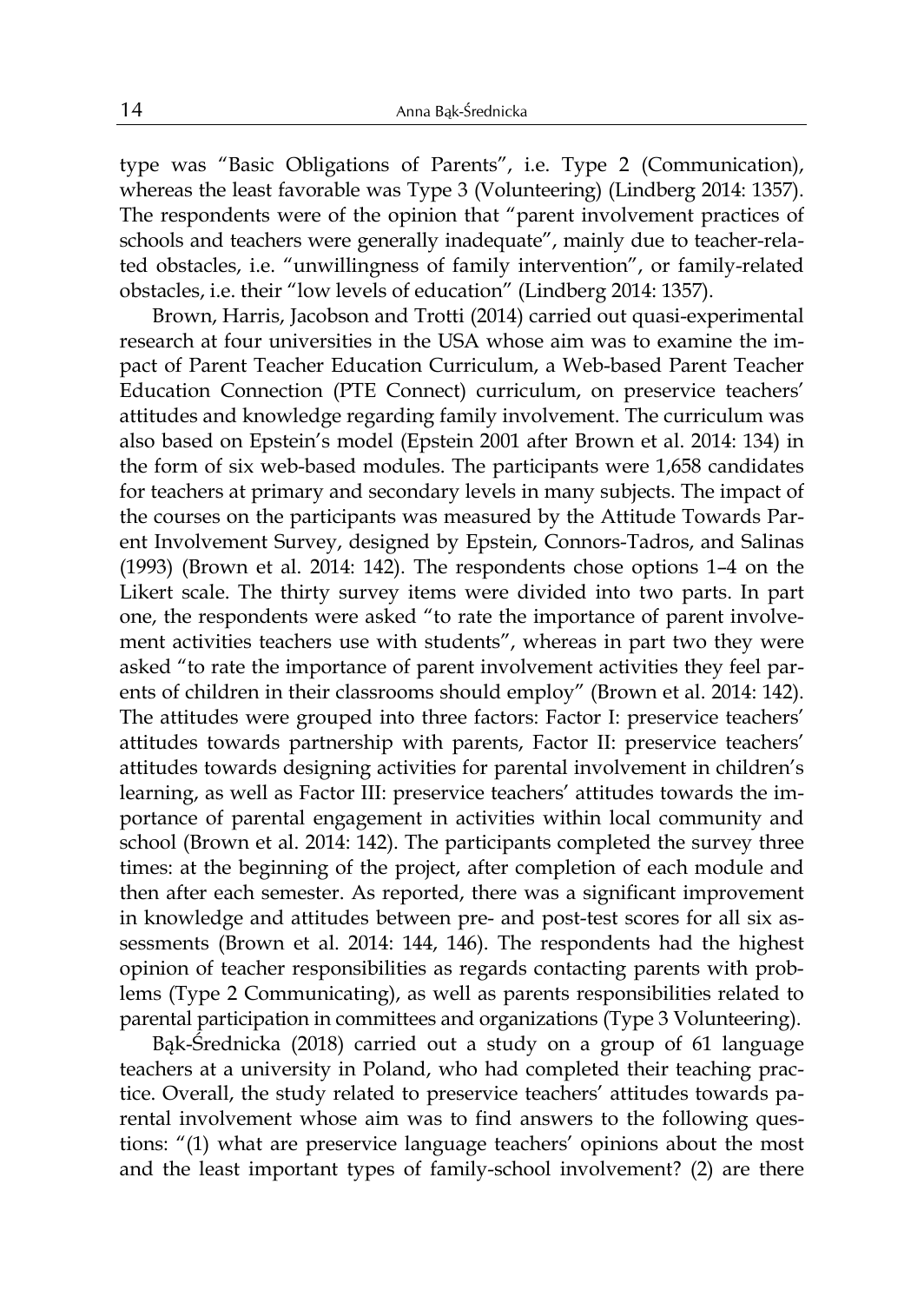type was "Basic Obligations of Parents", i.e. Type 2 (Communication), whereas the least favorable was Type 3 (Volunteering) (Lindberg 2014: 1357). The respondents were of the opinion that "parent involvement practices of schools and teachers were generally inadequate", mainly due to teacher-related obstacles, i.e. "unwillingness of family intervention", or family-related obstacles, i.e. their "low levels of education" (Lindberg 2014: 1357).

Brown, Harris, Jacobson and Trotti (2014) carried out quasi-experimental research at four universities in the USA whose aim was to examine the impact of Parent Teacher Education Curriculum, a Web-based Parent Teacher Education Connection (PTE Connect) curriculum, on preservice teachers' attitudes and knowledge regarding family involvement. The curriculum was also based on Epstein's model (Epstein 2001 after Brown et al. 2014: 134) in the form of six web-based modules. The participants were 1,658 candidates for teachers at primary and secondary levels in many subjects. The impact of the courses on the participants was measured by the Attitude Towards Parent Involvement Survey, designed by Epstein, Connors-Tadros, and Salinas (1993) (Brown et al. 2014: 142). The respondents chose options 1–4 on the Likert scale. The thirty survey items were divided into two parts. In part one, the respondents were asked "to rate the importance of parent involvement activities teachers use with students", whereas in part two they were asked "to rate the importance of parent involvement activities they feel parents of children in their classrooms should employ" (Brown et al. 2014: 142). The attitudes were grouped into three factors: Factor I: preservice teachers' attitudes towards partnership with parents, Factor II: preservice teachers' attitudes towards designing activities for parental involvement in children's learning, as well as Factor III: preservice teachers' attitudes towards the importance of parental engagement in activities within local community and school (Brown et al. 2014: 142). The participants completed the survey three times: at the beginning of the project, after completion of each module and then after each semester. As reported, there was a significant improvement in knowledge and attitudes between pre- and post-test scores for all six assessments (Brown et al. 2014: 144, 146). The respondents had the highest opinion of teacher responsibilities as regards contacting parents with problems (Type 2 Communicating), as well as parents responsibilities related to parental participation in committees and organizations (Type 3 Volunteering).

Bąk-Średnicka (2018) carried out a study on a group of 61 language teachers at a university in Poland, who had completed their teaching practice. Overall, the study related to preservice teachers' attitudes towards parental involvement whose aim was to find answers to the following questions: "(1) what are preservice language teachers' opinions about the most and the least important types of family-school involvement? (2) are there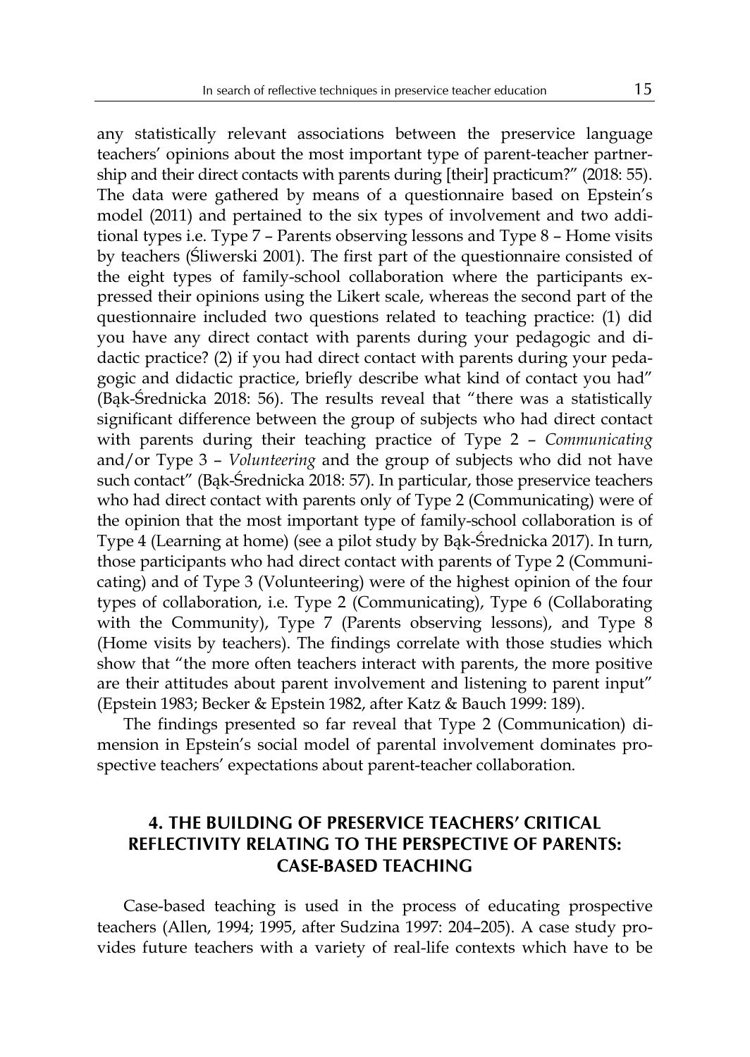any statistically relevant associations between the preservice language teachers' opinions about the most important type of parent-teacher partnership and their direct contacts with parents during [their] practicum?" (2018: 55). The data were gathered by means of a questionnaire based on Epstein's model (2011) and pertained to the six types of involvement and two additional types i.e. Type 7 – Parents observing lessons and Type 8 – Home visits by teachers (Śliwerski 2001). The first part of the questionnaire consisted of the eight types of family-school collaboration where the participants expressed their opinions using the Likert scale, whereas the second part of the questionnaire included two questions related to teaching practice: (1) did you have any direct contact with parents during your pedagogic and didactic practice? (2) if you had direct contact with parents during your pedagogic and didactic practice, briefly describe what kind of contact you had" (Bąk-Średnicka 2018: 56). The results reveal that "there was a statistically significant difference between the group of subjects who had direct contact with parents during their teaching practice of Type 2 – *Communicating* and/or Type 3 – *Volunteering* and the group of subjects who did not have such contact" (Bąk-Średnicka 2018: 57). In particular, those preservice teachers who had direct contact with parents only of Type 2 (Communicating) were of the opinion that the most important type of family-school collaboration is of Type 4 (Learning at home) (see a pilot study by Bąk-Średnicka 2017). In turn, those participants who had direct contact with parents of Type 2 (Communicating) and of Type 3 (Volunteering) were of the highest opinion of the four types of collaboration, i.e. Type 2 (Communicating), Type 6 (Collaborating with the Community), Type 7 (Parents observing lessons), and Type 8 (Home visits by teachers). The findings correlate with those studies which show that "the more often teachers interact with parents, the more positive are their attitudes about parent involvement and listening to parent input" (Epstein 1983; Becker & Epstein 1982, after Katz & Bauch 1999: 189).

The findings presented so far reveal that Type 2 (Communication) dimension in Epstein's social model of parental involvement dominates prospective teachers' expectations about parent-teacher collaboration.

## 4. THE BUILDING OF PRESERVICE TEACHERS' CRITICAL REFLECTIVITY RELATING TO THE PERSPECTIVE OF PARENTS: CASE-BASED TEACHING

Case-based teaching is used in the process of educating prospective teachers (Allen, 1994; 1995, after Sudzina 1997: 204–205). A case study provides future teachers with a variety of real-life contexts which have to be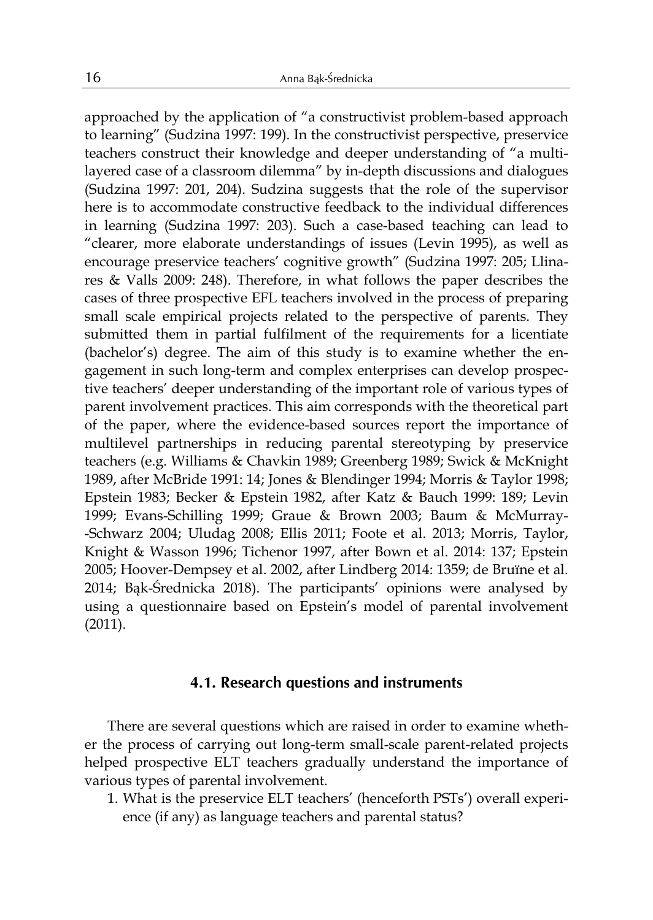approached by the application of "a constructivist problem-based approach to learning" (Sudzina 1997: 199). In the constructivist perspective, preservice teachers construct their knowledge and deeper understanding of "a multi-layered case of a classroom dilemma" by in-depth discussions and dialogues (Sudzina 1997: 201, 204). Sudzina suggests that the role of the supervisor here is to accommodate constructive feedback to the individual differences in learning (Sudzina 1997: 203). Such a case-based teaching can lead to "clearer, more elaborate understandings of issues (Levin 1995), as well as encourage preservice teachers' cognitive growth" (Sudzina 1997: 205; Llinares & Valls 2009: 248). Therefore, in what follows the paper describes the cases of three prospective EFL teachers involved in the process of preparing small scale empirical projects related to the perspective of parents. They submitted them in partial fulfilment of the requirements for a licentiate (bachelor's) degree. The aim of this study is to examine whether the engagement in such long-term and complex enterprises can develop prospective teachers' deeper understanding of the important role of various types of parent involvement practices. This aim corresponds with the theoretical part of the paper, where the evidence-based sources report the importance of multilevel partnerships in reducing parental stereotyping by preservice teachers (e.g. Williams & Chavkin 1989; Greenberg 1989; Swick & McKnight 1989, after McBride 1991: 14; Jones & Blendinger 1994; Morris & Taylor 1998; Epstein 1983; Becker & Epstein 1982, after Katz & Bauch 1999: 189; Levin 1999; Evans-Schilling 1999; Graue & Brown 2003; Baum & McMurray-Schwarz 2004; Uludag 2008; Ellis 2011; Foote et al. 2013; Morris, Taylor, Knight & Wasson 1996; Tichenor 1997, after Bown et al. 2014: 137; Epstein 2005; Hoover-Dempsey et al. 2002, after Lindberg 2014: 1359; de Bruïne et al. 2014; Bąk-Średnicka 2018). The participants' opinions were analysed by using a questionnaire based on Epstein's model of parental involvement (2011).

### 4.1. Research questions and instruments

There are several questions which are raised in order to examine whether the process of carrying out long-term small-scale parent-related projects helped prospective ELT teachers gradually understand the importance of various types of parental involvement.

1. What is the preservice ELT teachers' (henceforth PSTs') overall experience (if any) as language teachers and parental status?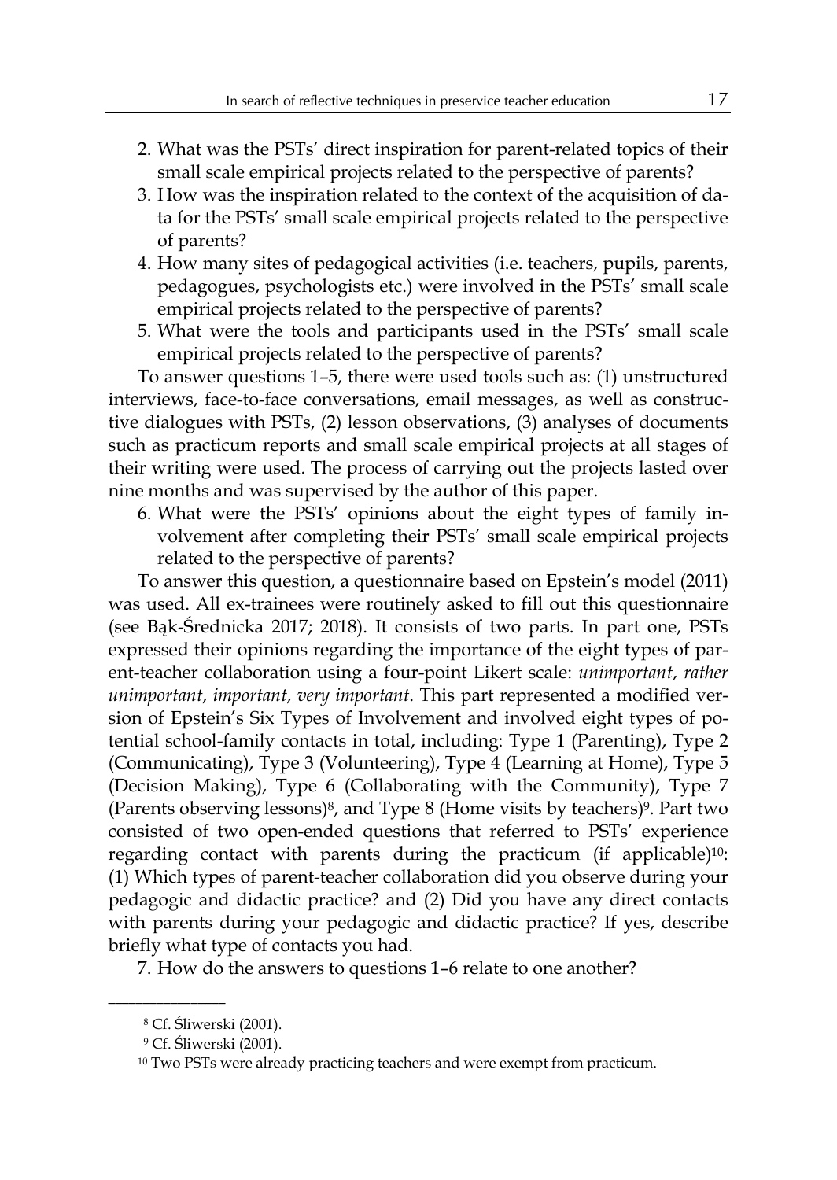2. What was the PSTs' direct inspiration for parent-related topics of their small scale empirical projects related to the perspective of parents?
3. How was the inspiration related to the context of the acquisition of data for the PSTs' small scale empirical projects related to the perspective of parents?
4. How many sites of pedagogical activities (i.e. teachers, pupils, parents, pedagogues, psychologists etc.) were involved in the PSTs' small scale empirical projects related to the perspective of parents?
5. What were the tools and participants used in the PSTs' small scale empirical projects related to the perspective of parents?

To answer questions 1–5, there were used tools such as: (1) unstructured interviews, face-to-face conversations, email messages, as well as constructive dialogues with PSTs, (2) lesson observations, (3) analyses of documents such as practicum reports and small scale empirical projects at all stages of their writing were used. The process of carrying out the projects lasted over nine months and was supervised by the author of this paper.

6. What were the PSTs' opinions about the eight types of family involvement after completing their PSTs' small scale empirical projects related to the perspective of parents?

To answer this question, a questionnaire based on Epstein's model (2011) was used. All ex-trainees were routinely asked to fill out this questionnaire (see Bąk-Średnicka 2017; 2018). It consists of two parts. In part one, PSTs expressed their opinions regarding the importance of the eight types of parent-teacher collaboration using a four-point Likert scale: *unimportant*, *rather unimportant*, *important*, *very important*. This part represented a modified version of Epstein's Six Types of Involvement and involved eight types of potential school-family contacts in total, including: Type 1 (Parenting), Type 2 (Communicating), Type 3 (Volunteering), Type 4 (Learning at Home), Type 5 (Decision Making), Type 6 (Collaborating with the Community), Type 7 (Parents observing lessons)[8], and Type 8 (Home visits by teachers)[9]. Part two consisted of two open-ended questions that referred to PSTs' experience regarding contact with parents during the practicum (if applicable)[10]: (1) Which types of parent-teacher collaboration did you observe during your pedagogic and didactic practice? and (2) Did you have any direct contacts with parents during your pedagogic and didactic practice? If yes, describe briefly what type of contacts you had.

7. How do the answers to questions 1–6 relate to one another?

---

[8] Cf. Śliwerski (2001).

[9] Cf. Śliwerski (2001).

[10] Two PSTs were already practicing teachers and were exempt from practicum.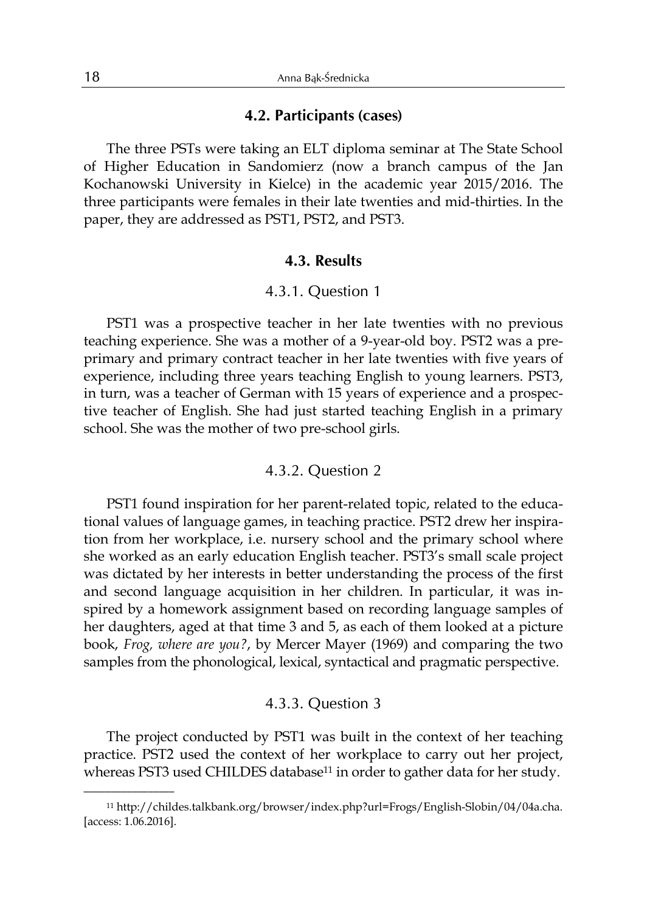### 4.2. Participants (cases)

The three PSTs were taking an ELT diploma seminar at The State School of Higher Education in Sandomierz (now a branch campus of the Jan Kochanowski University in Kielce) in the academic year 2015/2016. The three participants were females in their late twenties and mid-thirties. In the paper, they are addressed as PST1, PST2, and PST3.

### 4.3. Results

#### 4.3.1. Question 1

PST1 was a prospective teacher in her late twenties with no previous teaching experience. She was a mother of a 9-year-old boy. PST2 was a pre-primary and primary contract teacher in her late twenties with five years of experience, including three years teaching English to young learners. PST3, in turn, was a teacher of German with 15 years of experience and a prospective teacher of English. She had just started teaching English in a primary school. She was the mother of two pre-school girls.

#### 4.3.2. Question 2

PST1 found inspiration for her parent-related topic, related to the educational values of language games, in teaching practice. PST2 drew her inspiration from her workplace, i.e. nursery school and the primary school where she worked as an early education English teacher. PST3's small scale project was dictated by her interests in better understanding the process of the first and second language acquisition in her children. In particular, it was inspired by a homework assignment based on recording language samples of her daughters, aged at that time 3 and 5, as each of them looked at a picture book, *Frog, where are you?*, by Mercer Mayer (1969) and comparing the two samples from the phonological, lexical, syntactical and pragmatic perspective.

#### 4.3.3. Question 3

The project conducted by PST1 was built in the context of her teaching practice. PST2 used the context of her workplace to carry out her project, whereas PST3 used CHILDES database[11] in order to gather data for her study.

---

[11] http://childes.talkbank.org/browser/index.php?url=Frogs/English-Slobin/04/04a.cha. [access: 1.06.2016].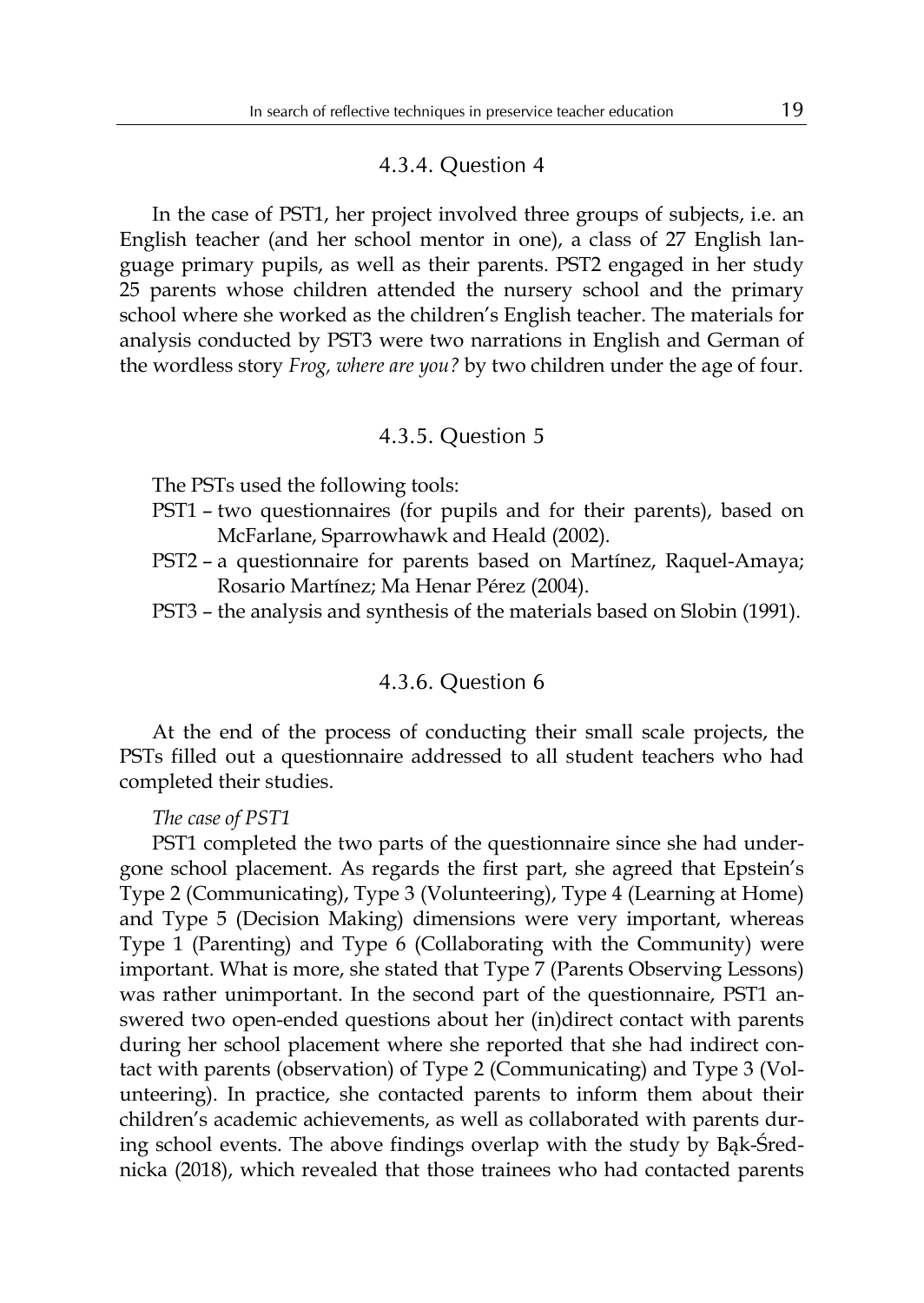#### 4.3.4. Question 4

In the case of PST1, her project involved three groups of subjects, i.e. an English teacher (and her school mentor in one), a class of 27 English language primary pupils, as well as their parents. PST2 engaged in her study 25 parents whose children attended the nursery school and the primary school where she worked as the children's English teacher. The materials for analysis conducted by PST3 were two narrations in English and German of the wordless story *Frog, where are you?* by two children under the age of four.

#### 4.3.5. Question 5

The PSTs used the following tools:

PST1 – two questionnaires (for pupils and for their parents), based on McFarlane, Sparrowhawk and Heald (2002).

PST2 – a questionnaire for parents based on Martínez, Raquel-Amaya; Rosario Martínez; Ma Henar Pérez (2004).

PST3 – the analysis and synthesis of the materials based on Slobin (1991).

#### 4.3.6. Question 6

At the end of the process of conducting their small scale projects, the PSTs filled out a questionnaire addressed to all student teachers who had completed their studies.

*The case of PST1*

PST1 completed the two parts of the questionnaire since she had undergone school placement. As regards the first part, she agreed that Epstein's Type 2 (Communicating), Type 3 (Volunteering), Type 4 (Learning at Home) and Type 5 (Decision Making) dimensions were very important, whereas Type 1 (Parenting) and Type 6 (Collaborating with the Community) were important. What is more, she stated that Type 7 (Parents Observing Lessons) was rather unimportant. In the second part of the questionnaire, PST1 answered two open-ended questions about her (in)direct contact with parents during her school placement where she reported that she had indirect contact with parents (observation) of Type 2 (Communicating) and Type 3 (Volunteering). In practice, she contacted parents to inform them about their children's academic achievements, as well as collaborated with parents during school events. The above findings overlap with the study by Bąk-Średnicka (2018), which revealed that those trainees who had contacted parents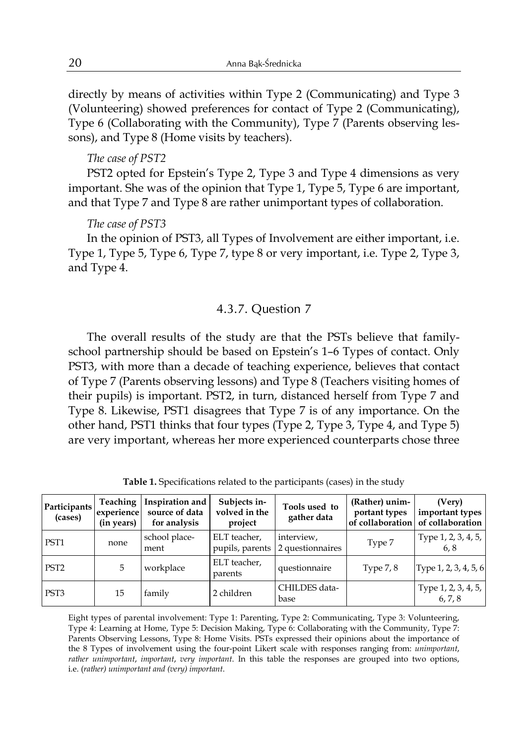directly by means of activities within Type 2 (Communicating) and Type 3 (Volunteering) showed preferences for contact of Type 2 (Communicating), Type 6 (Collaborating with the Community), Type 7 (Parents observing lessons), and Type 8 (Home visits by teachers).

*The case of PST2*

PST2 opted for Epstein's Type 2, Type 3 and Type 4 dimensions as very important. She was of the opinion that Type 1, Type 5, Type 6 are important, and that Type 7 and Type 8 are rather unimportant types of collaboration.

*The case of PST3*

In the opinion of PST3, all Types of Involvement are either important, i.e. Type 1, Type 5, Type 6, Type 7, type 8 or very important, i.e. Type 2, Type 3, and Type 4.

### 4.3.7. Question 7

The overall results of the study are that the PSTs believe that family-school partnership should be based on Epstein's 1–6 Types of contact. Only PST3, with more than a decade of teaching experience, believes that contact of Type 7 (Parents observing lessons) and Type 8 (Teachers visiting homes of their pupils) is important. PST2, in turn, distanced herself from Type 7 and Type 8. Likewise, PST1 disagrees that Type 7 is of any importance. On the other hand, PST1 thinks that four types (Type 2, Type 3, Type 4, and Type 5) are very important, whereas her more experienced counterparts chose three

**Table 1.** Specifications related to the participants (cases) in the study

| Participants (cases) | Teaching experience (in years) | Inspiration and source of data for analysis | Subjects involved in the project | Tools used to gather data | (Rather) unimportant types of collaboration | (Very) important types of collaboration |
|---|---|---|---|---|---|---|
| PST1 | none | school placement | ELT teacher, pupils, parents | interview, 2 questionnaires | Type 7 | Type 1, 2, 3, 4, 5, 6, 8 |
| PST2 | 5 | workplace | ELT teacher, parents | questionnaire | Type 7, 8 | Type 1, 2, 3, 4, 5, 6 |
| PST3 | 15 | family | 2 children | CHILDES database | | Type 1, 2, 3, 4, 5, 6, 7, 8 |

Eight types of parental involvement: Type 1: Parenting, Type 2: Communicating, Type 3: Volunteering, Type 4: Learning at Home, Type 5: Decision Making, Type 6: Collaborating with the Community, Type 7: Parents Observing Lessons, Type 8: Home Visits. PSTs expressed their opinions about the importance of the 8 Types of involvement using the four-point Likert scale with responses ranging from: *unimportant*, *rather unimportant*, *important*, *very important*. In this table the responses are grouped into two options, i.e. (*rather) unimportant and (very) important*.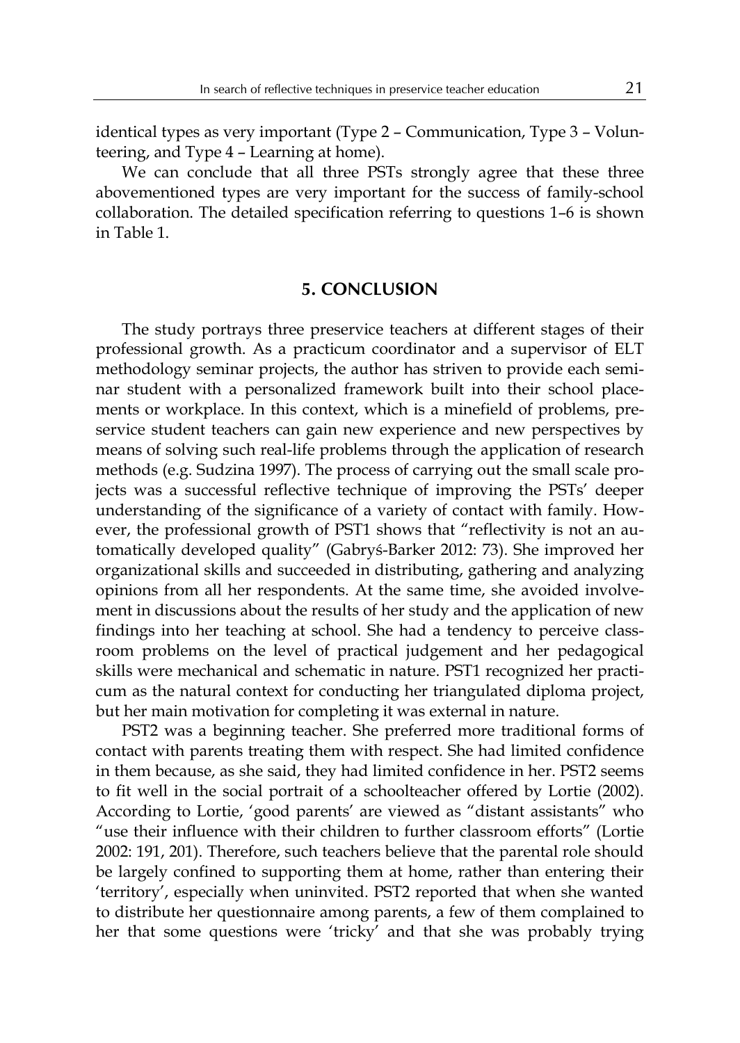identical types as very important (Type 2 – Communication, Type 3 – Volunteering, and Type 4 – Learning at home).

We can conclude that all three PSTs strongly agree that these three abovementioned types are very important for the success of family-school collaboration. The detailed specification referring to questions 1–6 is shown in Table 1.

## 5. CONCLUSION

The study portrays three preservice teachers at different stages of their professional growth. As a practicum coordinator and a supervisor of ELT methodology seminar projects, the author has striven to provide each seminar student with a personalized framework built into their school placements or workplace. In this context, which is a minefield of problems, preservice student teachers can gain new experience and new perspectives by means of solving such real-life problems through the application of research methods (e.g. Sudzina 1997). The process of carrying out the small scale projects was a successful reflective technique of improving the PSTs' deeper understanding of the significance of a variety of contact with family. However, the professional growth of PST1 shows that "reflectivity is not an automatically developed quality" (Gabryś-Barker 2012: 73). She improved her organizational skills and succeeded in distributing, gathering and analyzing opinions from all her respondents. At the same time, she avoided involvement in discussions about the results of her study and the application of new findings into her teaching at school. She had a tendency to perceive classroom problems on the level of practical judgement and her pedagogical skills were mechanical and schematic in nature. PST1 recognized her practicum as the natural context for conducting her triangulated diploma project, but her main motivation for completing it was external in nature.

PST2 was a beginning teacher. She preferred more traditional forms of contact with parents treating them with respect. She had limited confidence in them because, as she said, they had limited confidence in her. PST2 seems to fit well in the social portrait of a schoolteacher offered by Lortie (2002). According to Lortie, 'good parents' are viewed as "distant assistants" who "use their influence with their children to further classroom efforts" (Lortie 2002: 191, 201). Therefore, such teachers believe that the parental role should be largely confined to supporting them at home, rather than entering their 'territory', especially when uninvited. PST2 reported that when she wanted to distribute her questionnaire among parents, a few of them complained to her that some questions were 'tricky' and that she was probably trying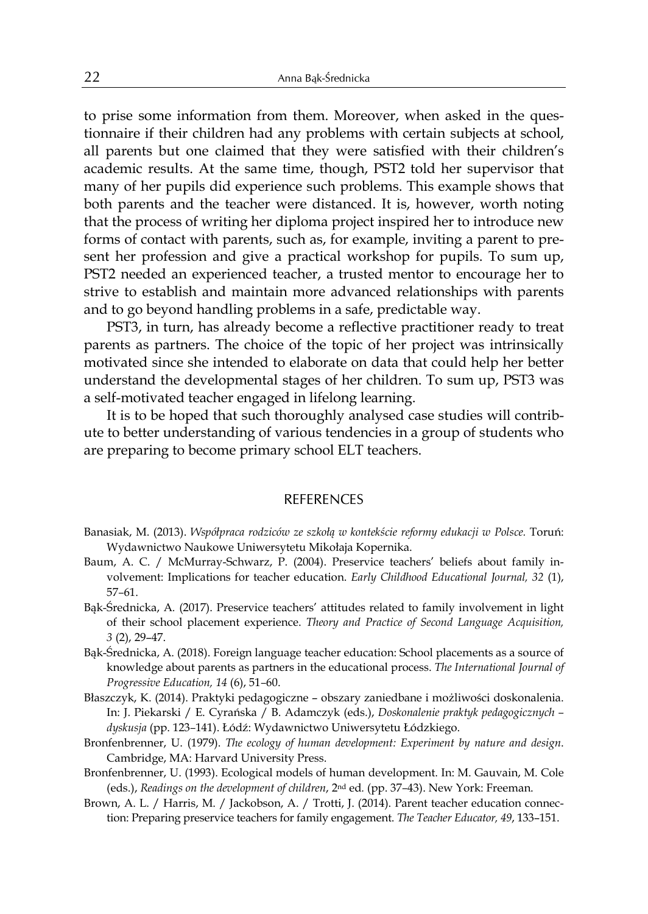to prise some information from them. Moreover, when asked in the questionnaire if their children had any problems with certain subjects at school, all parents but one claimed that they were satisfied with their children's academic results. At the same time, though, PST2 told her supervisor that many of her pupils did experience such problems. This example shows that both parents and the teacher were distanced. It is, however, worth noting that the process of writing her diploma project inspired her to introduce new forms of contact with parents, such as, for example, inviting a parent to present her profession and give a practical workshop for pupils. To sum up, PST2 needed an experienced teacher, a trusted mentor to encourage her to strive to establish and maintain more advanced relationships with parents and to go beyond handling problems in a safe, predictable way.

PST3, in turn, has already become a reflective practitioner ready to treat parents as partners. The choice of the topic of her project was intrinsically motivated since she intended to elaborate on data that could help her better understand the developmental stages of her children. To sum up, PST3 was a self-motivated teacher engaged in lifelong learning.

It is to be hoped that such thoroughly analysed case studies will contribute to better understanding of various tendencies in a group of students who are preparing to become primary school ELT teachers.

## REFERENCES

Banasiak, M. (2013). *Współpraca rodziców ze szkołą w kontekście reformy edukacji w Polsce*. Toruń: Wydawnictwo Naukowe Uniwersytetu Mikołaja Kopernika.

Baum, A. C. / McMurray-Schwarz, P. (2004). Preservice teachers' beliefs about family involvement: Implications for teacher education. *Early Childhood Educational Journal, 32* (1), 57–61.

Bąk-Średnicka, A. (2017). Preservice teachers' attitudes related to family involvement in light of their school placement experience. *Theory and Practice of Second Language Acquisition, 3* (2), 29–47.

Bąk-Średnicka, A. (2018). Foreign language teacher education: School placements as a source of knowledge about parents as partners in the educational process. *The International Journal of Progressive Education, 14* (6), 51–60.

Błaszczyk, K. (2014). Praktyki pedagogiczne – obszary zaniedbane i możliwości doskonalenia. In: J. Piekarski / E. Cyrańska / B. Adamczyk (eds.), *Doskonalenie praktyk pedagogicznych – dyskusja* (pp. 123–141). Łódź: Wydawnictwo Uniwersytetu Łódzkiego.

Bronfenbrenner, U. (1979). *The ecology of human development: Experiment by nature and design*. Cambridge, MA: Harvard University Press.

Bronfenbrenner, U. (1993). Ecological models of human development. In: M. Gauvain, M. Cole (eds.), *Readings on the development of children*, 2nd ed. (pp. 37–43). New York: Freeman.

Brown, A. L. / Harris, M. / Jackobson, A. / Trotti, J. (2014). Parent teacher education connection: Preparing preservice teachers for family engagement. *The Teacher Educator, 49*, 133–151.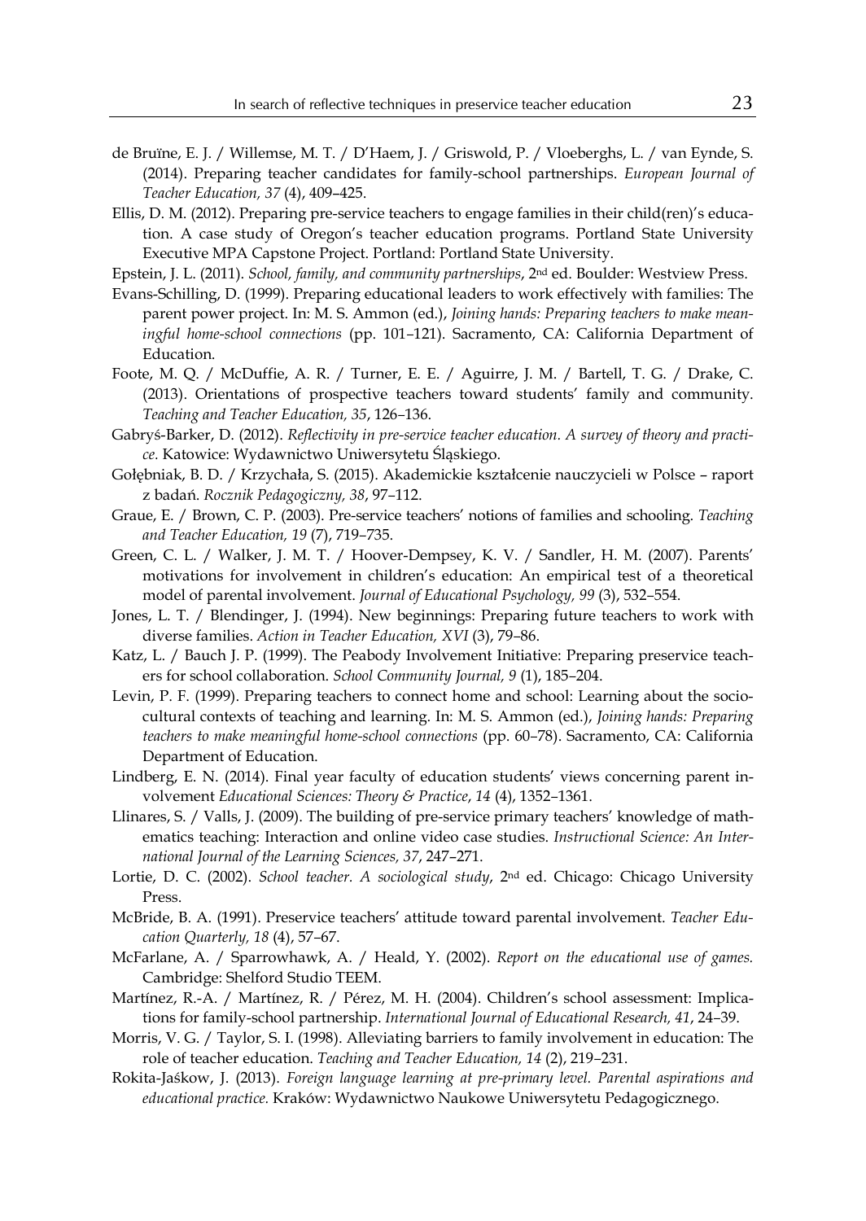de Bruïne, E. J. / Willemse, M. T. / D'Haem, J. / Griswold, P. / Vloeberghs, L. / van Eynde, S. (2014). Preparing teacher candidates for family-school partnerships. *European Journal of Teacher Education, 37* (4), 409–425.

Ellis, D. M. (2012). Preparing pre-service teachers to engage families in their child(ren)'s education. A case study of Oregon's teacher education programs. Portland State University Executive MPA Capstone Project. Portland: Portland State University.

Epstein, J. L. (2011). *School, family, and community partnerships*, 2nd ed. Boulder: Westview Press.

Evans-Schilling, D. (1999). Preparing educational leaders to work effectively with families: The parent power project. In: M. S. Ammon (ed.), *Joining hands: Preparing teachers to make meaningful home-school connections* (pp. 101–121). Sacramento, CA: California Department of Education.

Foote, M. Q. / McDuffie, A. R. / Turner, E. E. / Aguirre, J. M. / Bartell, T. G. / Drake, C. (2013). Orientations of prospective teachers toward students' family and community. *Teaching and Teacher Education, 35*, 126–136.

Gabryś-Barker, D. (2012). *Reflectivity in pre-service teacher education. A survey of theory and practice.* Katowice: Wydawnictwo Uniwersytetu Śląskiego.

Gołębniak, B. D. / Krzychała, S. (2015). Akademickie kształcenie nauczycieli w Polsce – raport z badań. *Rocznik Pedagogiczny, 38*, 97–112.

Graue, E. / Brown, C. P. (2003). Pre-service teachers' notions of families and schooling. *Teaching and Teacher Education, 19* (7), 719–735.

Green, C. L. / Walker, J. M. T. / Hoover-Dempsey, K. V. / Sandler, H. M. (2007). Parents' motivations for involvement in children's education: An empirical test of a theoretical model of parental involvement. *Journal of Educational Psychology, 99* (3), 532–554.

Jones, L. T. / Blendinger, J. (1994). New beginnings: Preparing future teachers to work with diverse families. *Action in Teacher Education, XVI* (3), 79–86.

Katz, L. / Bauch J. P. (1999). The Peabody Involvement Initiative: Preparing preservice teachers for school collaboration. *School Community Journal, 9* (1), 185–204.

Levin, P. F. (1999). Preparing teachers to connect home and school: Learning about the sociocultural contexts of teaching and learning. In: M. S. Ammon (ed.), *Joining hands: Preparing teachers to make meaningful home-school connections* (pp. 60–78). Sacramento, CA: California Department of Education.

Lindberg, E. N. (2014). Final year faculty of education students' views concerning parent involvement *Educational Sciences: Theory & Practice*, *14* (4), 1352–1361.

Llinares, S. / Valls, J. (2009). The building of pre-service primary teachers' knowledge of mathematics teaching: Interaction and online video case studies. *Instructional Science: An International Journal of the Learning Sciences, 37*, 247–271.

Lortie, D. C. (2002). *School teacher. A sociological study*, 2nd ed. Chicago: Chicago University Press.

McBride, B. A. (1991). Preservice teachers' attitude toward parental involvement. *Teacher Education Quarterly, 18* (4), 57–67.

McFarlane, A. / Sparrowhawk, A. / Heald, Y. (2002). *Report on the educational use of games.* Cambridge: Shelford Studio TEEM.

Martínez, R.-A. / Martínez, R. / Pérez, M. H. (2004). Children's school assessment: Implications for family-school partnership. *International Journal of Educational Research, 41*, 24–39.

Morris, V. G. / Taylor, S. I. (1998). Alleviating barriers to family involvement in education: The role of teacher education. *Teaching and Teacher Education, 14* (2), 219–231.

Rokita-Jaśkow, J. (2013). *Foreign language learning at pre-primary level. Parental aspirations and educational practice.* Kraków: Wydawnictwo Naukowe Uniwersytetu Pedagogicznego.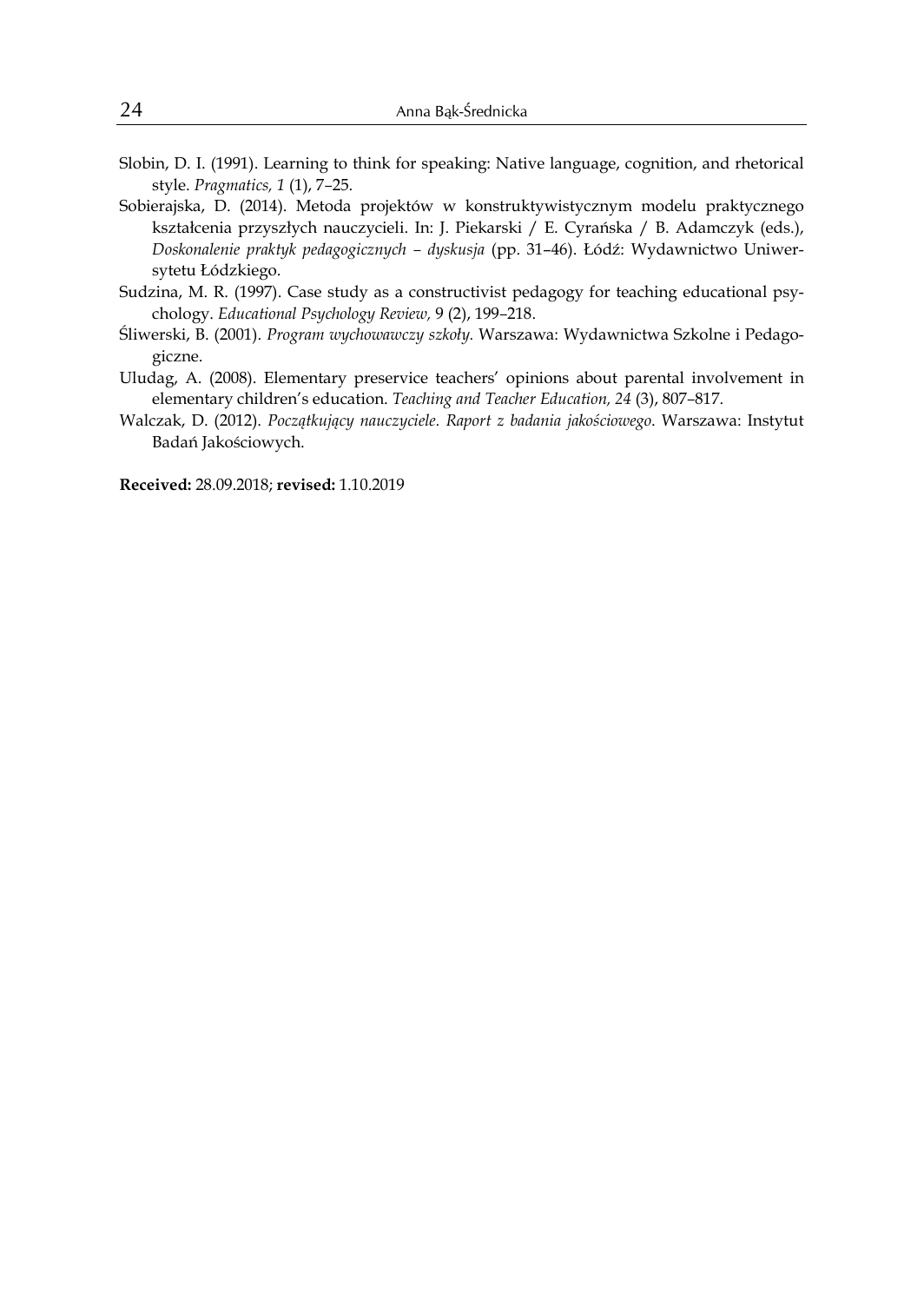Slobin, D. I. (1991). Learning to think for speaking: Native language, cognition, and rhetorical style. *Pragmatics, 1* (1), 7–25.

Sobierajska, D. (2014). Metoda projektów w konstruktywistycznym modelu praktycznego kształcenia przyszłych nauczycieli. In: J. Piekarski / E. Cyrańska / B. Adamczyk (eds.), *Doskonalenie praktyk pedagogicznych – dyskusja* (pp. 31–46). Łódź: Wydawnictwo Uniwersytetu Łódzkiego.

Sudzina, M. R. (1997). Case study as a constructivist pedagogy for teaching educational psychology. *Educational Psychology Review,* 9 (2), 199–218.

Śliwerski, B. (2001). *Program wychowawczy szkoły.* Warszawa: Wydawnictwa Szkolne i Pedagogiczne.

Uludag, A. (2008). Elementary preservice teachers' opinions about parental involvement in elementary children's education. *Teaching and Teacher Education, 24* (3), 807–817.

Walczak, D. (2012). *Początkujący nauczyciele. Raport z badania jakościowego.* Warszawa: Instytut Badań Jakościowych.

**Received:** 28.09.2018; **revised:** 1.10.2019